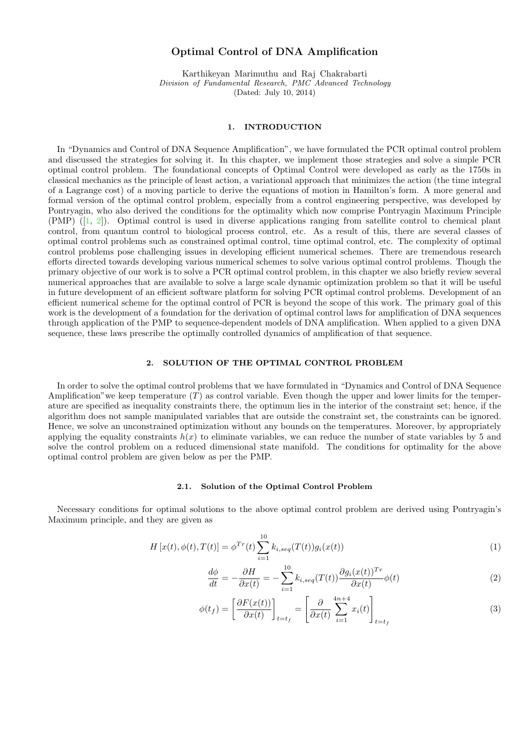# Optimal Control of DNA Amplification

Karthikeyan Marimuthu and Raj Chakrabarti
*Division of Fundamental Research, PMC Advanced Technology*
(Dated: July 10, 2014)

## 1. INTRODUCTION

In "Dynamics and Control of DNA Sequence Amplification", we have formulated the PCR optimal control problem and discussed the strategies for solving it. In this chapter, we implement those strategies and solve a simple PCR optimal control problem. The foundational concepts of Optimal Control were developed as early as the 1750s in classical mechanics as the principle of least action, a variational approach that minimizes the action (the time integral of a Lagrange cost) of a moving particle to derive the equations of motion in Hamilton's form. A more general and formal version of the optimal control problem, especially from a control engineering perspective, was developed by Pontryagin, who also derived the conditions for the optimality which now comprise Pontryagin Maximum Principle (PMP) ([1, 2]). Optimal control is used in diverse applications ranging from satellite control to chemical plant control, from quantum control to biological process control, etc. As a result of this, there are several classes of optimal control problems such as constrained optimal control, time optimal control, etc. The complexity of optimal control problems pose challenging issues in developing efficient numerical schemes. There are tremendous research efforts directed towards developing various numerical schemes to solve various optimal control problems. Though the primary objective of our work is to solve a PCR optimal control problem, in this chapter we also briefly review several numerical approaches that are available to solve a large scale dynamic optimization problem so that it will be useful in future development of an efficient software platform for solving PCR optimal control problems. Development of an efficient numerical scheme for the optimal control of PCR is beyond the scope of this work. The primary goal of this work is the development of a foundation for the derivation of optimal control laws for amplification of DNA sequences through application of the PMP to sequence-dependent models of DNA amplification. When applied to a given DNA sequence, these laws prescribe the optimally controlled dynamics of amplification of that sequence.

## 2. SOLUTION OF THE OPTIMAL CONTROL PROBLEM

In order to solve the optimal control problems that we have formulated in "Dynamics and Control of DNA Sequence Amplification"we keep temperature ($T$) as control variable. Even though the upper and lower limits for the temperature are specified as inequality constraints there, the optimum lies in the interior of the constraint set; hence, if the algorithm does not sample manipulated variables that are outside the constraint set, the constraints can be ignored. Hence, we solve an unconstrained optimization without any bounds on the temperatures. Moreover, by appropriately applying the equality constraints $h(x)$ to eliminate variables, we can reduce the number of state variables by 5 and solve the control problem on a reduced dimensional state manifold. The conditions for optimality for the above optimal control problem are given below as per the PMP.

### 2.1. Solution of the Optimal Control Problem

Necessary conditions for optimal solutions to the above optimal control problem are derived using Pontryagin's Maximum principle, and they are given as

$$H\left[x(t), \phi(t), T(t)\right] = \phi^{Tr}(t) \sum_{i=1}^{10} k_{i,seq}(T(t)) g_i(x(t)) \tag{1}$$

$$\frac{d\phi}{dt} = -\frac{\partial H}{\partial x(t)} = -\sum_{i=1}^{10} k_{i,seq}(T(t)) \frac{\partial g_i(x(t))^{Tr}}{\partial x(t)} \phi(t) \tag{2}$$

$$\phi(t_f) = \left[\frac{\partial F(x(t))}{\partial x(t)}\right]_{t=t_f} = \left[\frac{\partial}{\partial x(t)} \sum_{i=1}^{4n+4} x_i(t)\right]_{t=t_f} \tag{3}$$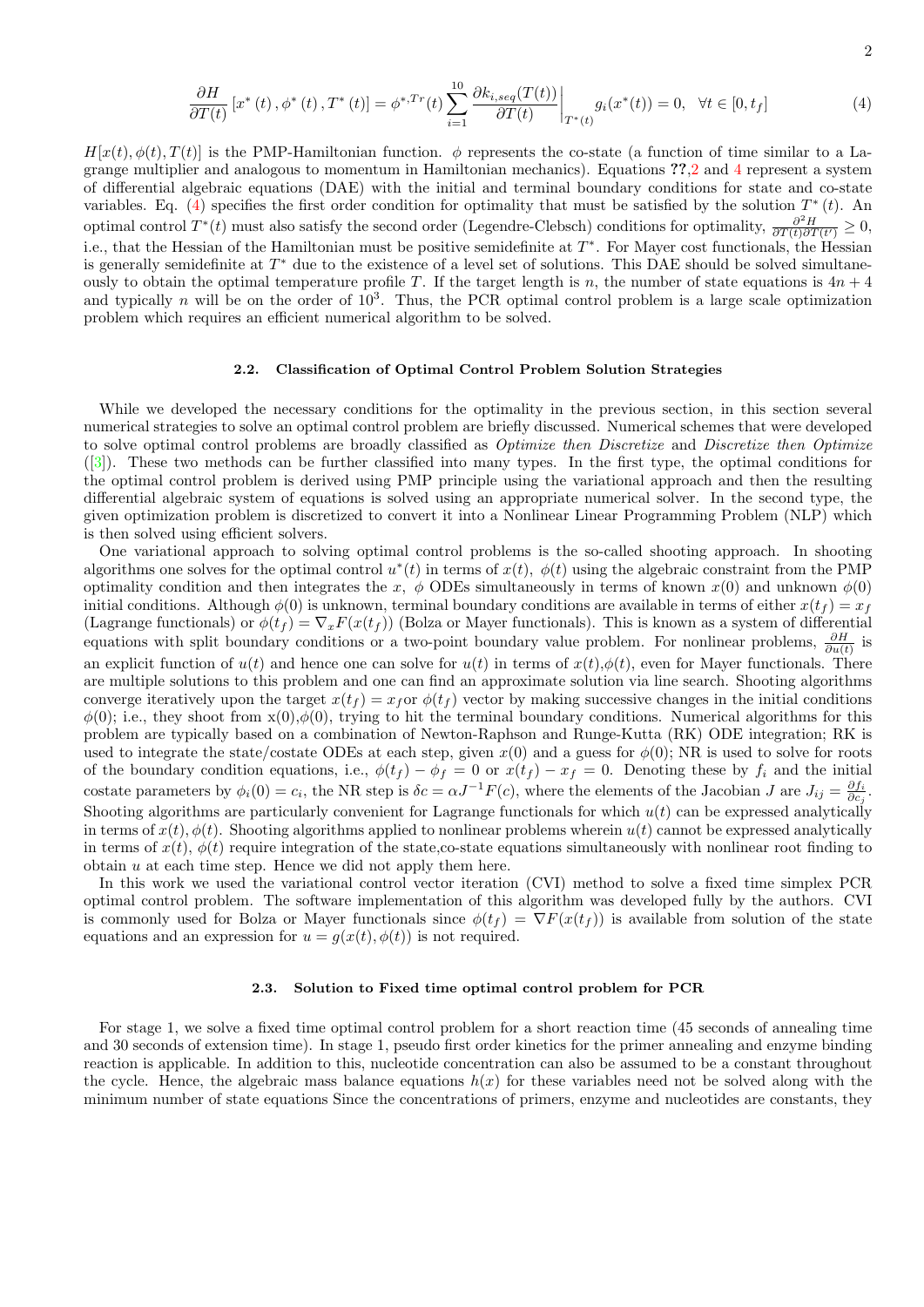$$\frac{\partial H}{\partial T(t)}\left[x^*\left(t\right),\phi^*\left(t\right),T^*\left(t\right)\right] = \phi^{*,Tr}(t)\sum_{i=1}^{10}\frac{\partial k_{i,seq}(T(t))}{\partial T(t)}\bigg|_{T^*(t)} g_i(x^*(t)) = 0, \quad \forall t \in [0,t_f] \tag{4}$$

$H[x(t),\phi(t),T(t)]$ is the PMP-Hamiltonian function. $\phi$ represents the co-state (a function of time similar to a Lagrange multiplier and analogous to momentum in Hamiltonian mechanics). Equations ??,2 and 4 represent a system of differential algebraic equations (DAE) with the initial and terminal boundary conditions for state and co-state variables. Eq. (4) specifies the first order condition for optimality that must be satisfied by the solution $T^*(t)$. An optimal control $T^*(t)$ must also satisfy the second order (Legendre-Clebsch) conditions for optimality, $\frac{\partial^2 H}{\partial T(t)\partial T(t')} \geq 0$, i.e., that the Hessian of the Hamiltonian must be positive semidefinite at $T^*$. For Mayer cost functionals, the Hessian is generally semidefinite at $T^*$ due to the existence of a level set of solutions. This DAE should be solved simultaneously to obtain the optimal temperature profile $T$. If the target length is $n$, the number of state equations is $4n+4$ and typically $n$ will be on the order of $10^3$. Thus, the PCR optimal control problem is a large scale optimization problem which requires an efficient numerical algorithm to be solved.

### 2.2. Classification of Optimal Control Problem Solution Strategies

While we developed the necessary conditions for the optimality in the previous section, in this section several numerical strategies to solve an optimal control problem are briefly discussed. Numerical schemes that were developed to solve optimal control problems are broadly classified as *Optimize then Discretize* and *Discretize then Optimize* ([3]). These two methods can be further classified into many types. In the first type, the optimal conditions for the optimal control problem is derived using PMP principle using the variational approach and then the resulting differential algebraic system of equations is solved using an appropriate numerical solver. In the second type, the given optimization problem is discretized to convert it into a Nonlinear Linear Programming Problem (NLP) which is then solved using efficient solvers.

One variational approach to solving optimal control problems is the so-called shooting approach. In shooting algorithms one solves for the optimal control $u^*(t)$ in terms of $x(t)$, $\phi(t)$ using the algebraic constraint from the PMP optimality condition and then integrates the $x$, $\phi$ ODEs simultaneously in terms of known $x(0)$ and unknown $\phi(0)$ initial conditions. Although $\phi(0)$ is unknown, terminal boundary conditions are available in terms of either $x(t_f) = x_f$ (Lagrange functionals) or $\phi(t_f) = \nabla_x F(x(t_f))$ (Bolza or Mayer functionals). This is known as a system of differential equations with split boundary conditions or a two-point boundary value problem. For nonlinear problems, $\frac{\partial H}{\partial u(t)}$ is an explicit function of $u(t)$ and hence one can solve for $u(t)$ in terms of $x(t)$,$\phi(t)$, even for Mayer functionals. There are multiple solutions to this problem and one can find an approximate solution via line search. Shooting algorithms converge iteratively upon the target $x(t_f) = x_f$or $\phi(t_f)$ vector by making successive changes in the initial conditions $\phi(0)$; i.e., they shoot from x(0),$\phi(0)$, trying to hit the terminal boundary conditions. Numerical algorithms for this problem are typically based on a combination of Newton-Raphson and Runge-Kutta (RK) ODE integration; RK is used to integrate the state/costate ODEs at each step, given $x(0)$ and a guess for $\phi(0)$; NR is used to solve for roots of the boundary condition equations, i.e., $\phi(t_f) - \phi_f = 0$ or $x(t_f) - x_f = 0$. Denoting these by $f_i$ and the initial costate parameters by $\phi_i(0) = c_i$, the NR step is $\delta c = \alpha J^{-1}F(c)$, where the elements of the Jacobian $J$ are $J_{ij} = \frac{\partial f_i}{\partial c_j}$. Shooting algorithms are particularly convenient for Lagrange functionals for which $u(t)$ can be expressed analytically in terms of $x(t), \phi(t)$. Shooting algorithms applied to nonlinear problems wherein $u(t)$ cannot be expressed analytically in terms of $x(t)$, $\phi(t)$ require integration of the state,co-state equations simultaneously with nonlinear root finding to obtain $u$ at each time step. Hence we did not apply them here.

In this work we used the variational control vector iteration (CVI) method to solve a fixed time simplex PCR optimal control problem. The software implementation of this algorithm was developed fully by the authors. CVI is commonly used for Bolza or Mayer functionals since $\phi(t_f) = \nabla F(x(t_f))$ is available from solution of the state equations and an expression for $u = g(x(t),\phi(t))$ is not required.

### 2.3. Solution to Fixed time optimal control problem for PCR

For stage 1, we solve a fixed time optimal control problem for a short reaction time (45 seconds of annealing time and 30 seconds of extension time). In stage 1, pseudo first order kinetics for the primer annealing and enzyme binding reaction is applicable. In addition to this, nucleotide concentration can also be assumed to be a constant throughout the cycle. Hence, the algebraic mass balance equations $h(x)$ for these variables need not be solved along with the minimum number of state equations Since the concentrations of primers, enzyme and nucleotides are constants, they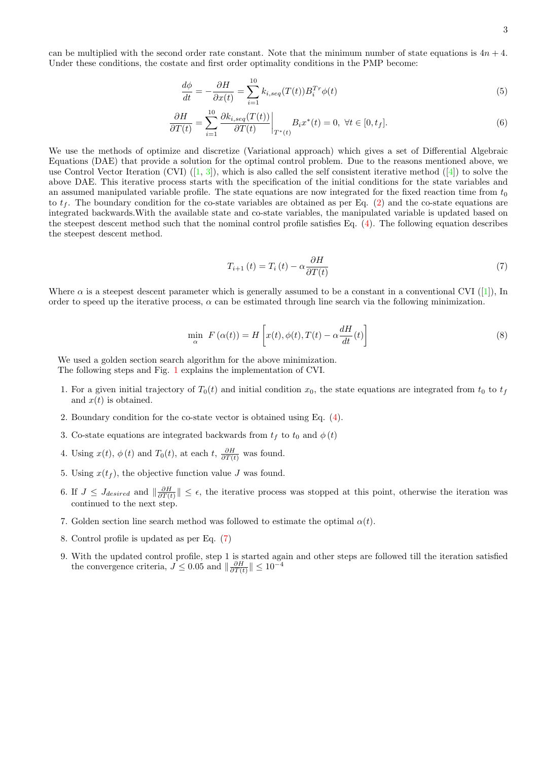can be multiplied with the second order rate constant. Note that the minimum number of state equations is $4n + 4$. Under these conditions, the costate and first order optimality conditions in the PMP become:

$$\frac{d\phi}{dt} = -\frac{\partial H}{\partial x(t)} = \sum_{i=1}^{10} k_{i,seq}(T(t)) B_i^{Tr} \phi(t) \tag{5}$$

$$\frac{\partial H}{\partial T(t)} = \sum_{i=1}^{10} \frac{\partial k_{i,seq}(T(t))}{\partial T(t)}\bigg|_{T^*(t)} B_i x^*(t) = 0, \ \forall t \in [0, t_f]. \tag{6}$$

We use the methods of optimize and discretize (Variational approach) which gives a set of Differential Algebraic Equations (DAE) that provide a solution for the optimal control problem. Due to the reasons mentioned above, we use Control Vector Iteration (CVI) ([1, 3]), which is also called the self consistent iterative method ([4]) to solve the above DAE. This iterative process starts with the specification of the initial conditions for the state variables and an assumed manipulated variable profile. The state equations are now integrated for the fixed reaction time from $t_0$ to $t_f$. The boundary condition for the co-state variables are obtained as per Eq. (2) and the co-state equations are integrated backwards.With the available state and co-state variables, the manipulated variable is updated based on the steepest descent method such that the nominal control profile satisfies Eq. (4). The following equation describes the steepest descent method.

$$T_{i+1}(t) = T_i(t) - \alpha \frac{\partial H}{\partial T(t)} \tag{7}$$

Where $\alpha$ is a steepest descent parameter which is generally assumed to be a constant in a conventional CVI ([1]), In order to speed up the iterative process, $\alpha$ can be estimated through line search via the following minimization.

$$\min_{\alpha} \ F(\alpha(t)) = H\left[x(t), \phi(t), T(t) - \alpha \frac{dH}{dt}(t)\right] \tag{8}$$

We used a golden section search algorithm for the above minimization.
The following steps and Fig. 1 explains the implementation of CVI.

1. For a given initial trajectory of $T_0(t)$ and initial condition $x_0$, the state equations are integrated from $t_0$ to $t_f$ and $x(t)$ is obtained.
2. Boundary condition for the co-state vector is obtained using Eq. (4).
3. Co-state equations are integrated backwards from $t_f$ to $t_0$ and $\phi(t)$
4. Using $x(t)$, $\phi(t)$ and $T_0(t)$, at each $t$, $\frac{\partial H}{\partial T(t)}$ was found.
5. Using $x(t_f)$, the objective function value $J$ was found.
6. If $J \leq J_{desired}$ and $\|\frac{\partial H}{\partial T(t)}\| \leq \epsilon$, the iterative process was stopped at this point, otherwise the iteration was continued to the next step.
7. Golden section line search method was followed to estimate the optimal $\alpha(t)$.
8. Control profile is updated as per Eq. (7)
9. With the updated control profile, step 1 is started again and other steps are followed till the iteration satisfied the convergence criteria, $J \leq 0.05$ and $\|\frac{\partial H}{\partial T(t)}\| \leq 10^{-4}$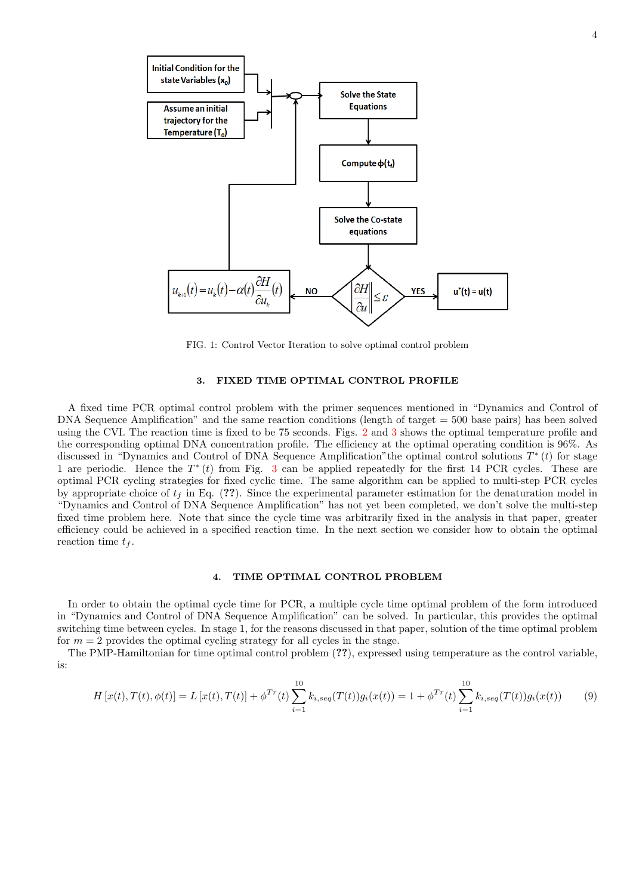FIG. 1: Control Vector Iteration to solve optimal control problem

## 3. FIXED TIME OPTIMAL CONTROL PROFILE

A fixed time PCR optimal control problem with the primer sequences mentioned in "Dynamics and Control of DNA Sequence Amplification" and the same reaction conditions (length of target = 500 base pairs) has been solved using the CVI. The reaction time is fixed to be 75 seconds. Figs. 2 and 3 shows the optimal temperature profile and the corresponding optimal DNA concentration profile. The efficiency at the optimal operating condition is 96%. As discussed in "Dynamics and Control of DNA Sequence Amplification"the optimal control solutions $T^*(t)$ for stage 1 are periodic. Hence the $T^*(t)$ from Fig. 3 can be applied repeatedly for the first 14 PCR cycles. These are optimal PCR cycling strategies for fixed cyclic time. The same algorithm can be applied to multi-step PCR cycles by appropriate choice of $t_f$ in Eq. (??). Since the experimental parameter estimation for the denaturation model in "Dynamics and Control of DNA Sequence Amplification" has not yet been completed, we don't solve the multi-step fixed time problem here. Note that since the cycle time was arbitrarily fixed in the analysis in that paper, greater efficiency could be achieved in a specified reaction time. In the next section we consider how to obtain the optimal reaction time $t_f$.

## 4. TIME OPTIMAL CONTROL PROBLEM

In order to obtain the optimal cycle time for PCR, a multiple cycle time optimal problem of the form introduced in "Dynamics and Control of DNA Sequence Amplification" can be solved. In particular, this provides the optimal switching time between cycles. In stage 1, for the reasons discussed in that paper, solution of the time optimal problem for $m = 2$ provides the optimal cycling strategy for all cycles in the stage.

The PMP-Hamiltonian for time optimal control problem (??), expressed using temperature as the control variable, is:

$$H\left[x(t), T(t), \phi(t)\right] = L\left[x(t), T(t)\right] + \phi^{Tr}(t)\sum_{i=1}^{10} k_{i,seq}(T(t))g_i(x(t)) = 1 + \phi^{Tr}(t)\sum_{i=1}^{10} k_{i,seq}(T(t))g_i(x(t)) \tag{9}$$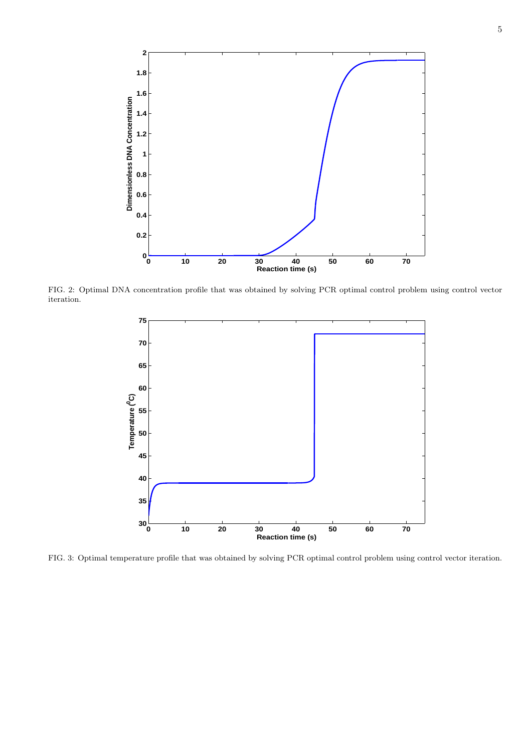FIG. 2: Optimal DNA concentration profile that was obtained by solving PCR optimal control problem using control vector iteration.

FIG. 3: Optimal temperature profile that was obtained by solving PCR optimal control problem using control vector iteration.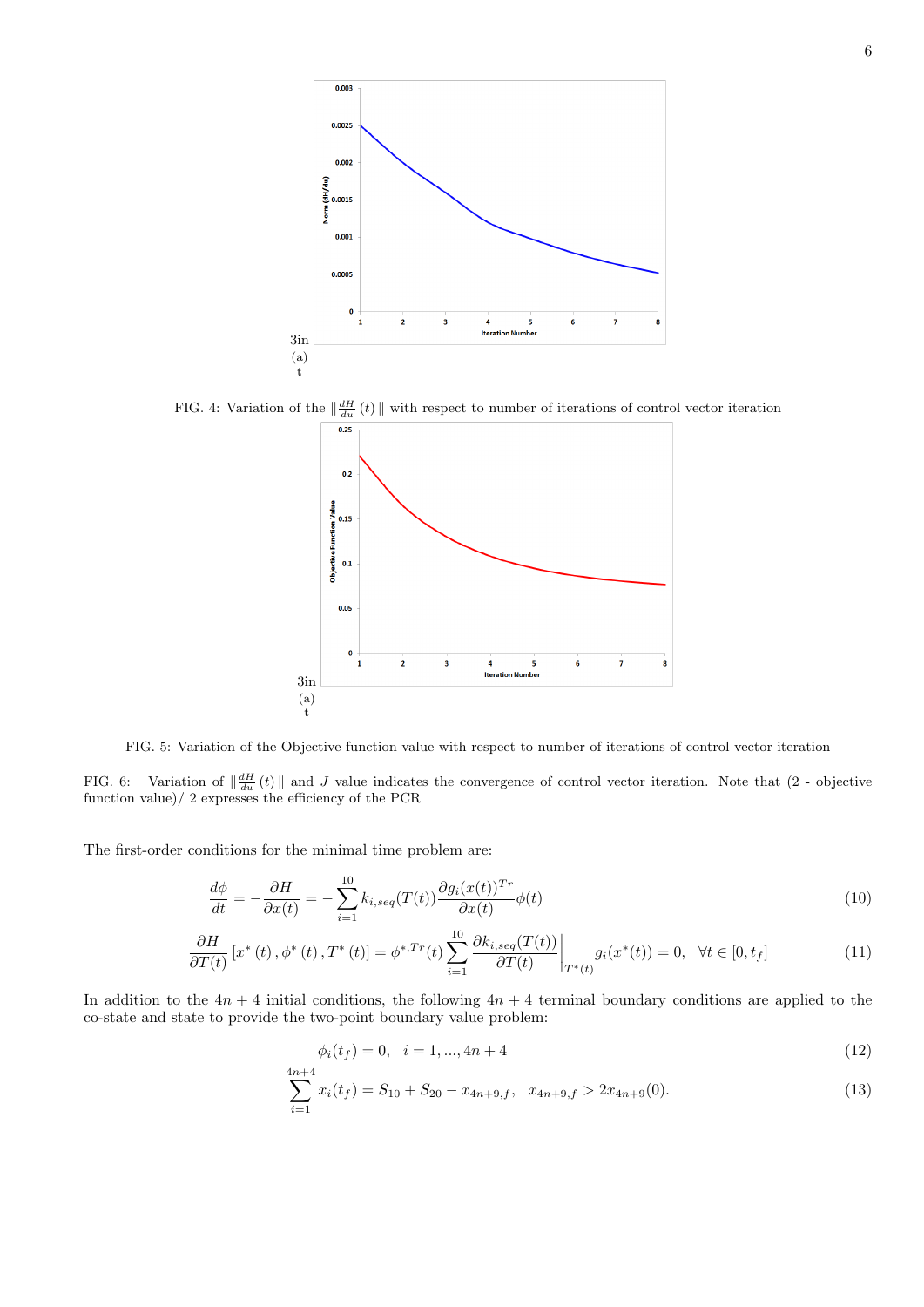3in
(a)
t

FIG. 4: Variation of the $\| \frac{dH}{du}(t) \|$ with respect to number of iterations of control vector iteration

3in
(a)
t

FIG. 5: Variation of the Objective function value with respect to number of iterations of control vector iteration

FIG. 6: Variation of $\| \frac{dH}{du}(t) \|$ and $J$ value indicates the convergence of control vector iteration. Note that (2 - objective function value)/ 2 expresses the efficiency of the PCR

The first-order conditions for the minimal time problem are:

$$\frac{d\phi}{dt} = -\frac{\partial H}{\partial x(t)} = -\sum_{i=1}^{10} k_{i,seq}(T(t)) \frac{\partial g_i(x(t))^{Tr}}{\partial x(t)} \phi(t) \tag{10}$$

$$\frac{\partial H}{\partial T(t)} \left[ x^*(t), \phi^*(t), T^*(t) \right] = \phi^{*,Tr}(t) \sum_{i=1}^{10} \left. \frac{\partial k_{i,seq}(T(t))}{\partial T(t)} \right|_{T^*(t)} g_i(x^*(t)) = 0, \quad \forall t \in [0, t_f] \tag{11}$$

In addition to the $4n+4$ initial conditions, the following $4n+4$ terminal boundary conditions are applied to the co-state and state to provide the two-point boundary value problem:

$$\phi_i(t_f) = 0, \quad i = 1, ..., 4n+4 \tag{12}$$

$$\sum_{i=1}^{4n+4} x_i(t_f) = S_{10} + S_{20} - x_{4n+9,f}, \quad x_{4n+9,f} > 2x_{4n+9}(0). \tag{13}$$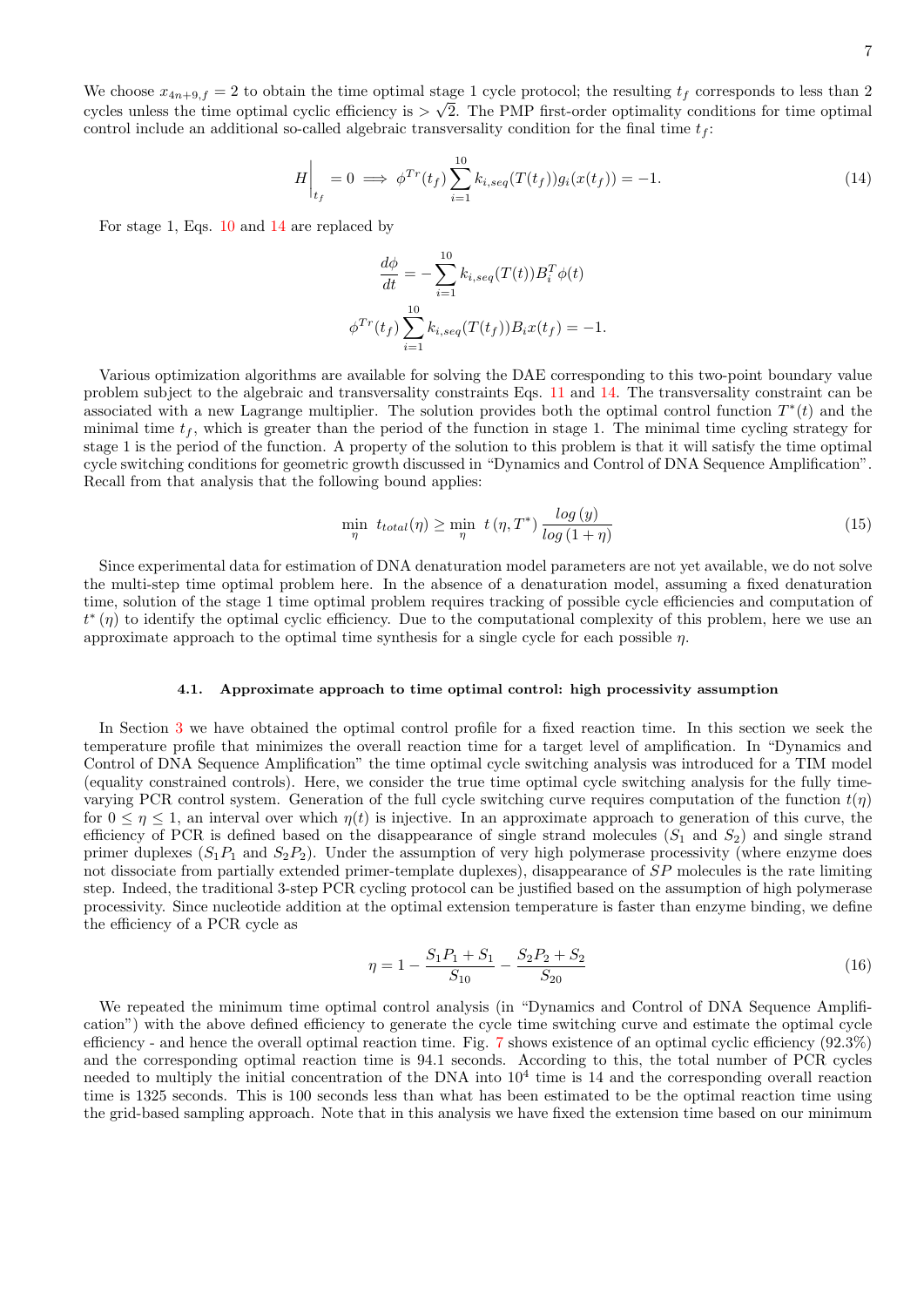We choose $x_{4n+9,f} = 2$ to obtain the time optimal stage 1 cycle protocol; the resulting $t_f$ corresponds to less than 2 cycles unless the time optimal cyclic efficiency is $> \sqrt{2}$. The PMP first-order optimality conditions for time optimal control include an additional so-called algebraic transversality condition for the final time $t_f$:

$$H\Big|_{t_f} = 0 \implies \phi^{Tr}(t_f) \sum_{i=1}^{10} k_{i,seq}(T(t_f)) g_i(x(t_f)) = -1. \tag{14}$$

For stage 1, Eqs. 10 and 14 are replaced by

$$\frac{d\phi}{dt} = -\sum_{i=1}^{10} k_{i,seq}(T(t)) B_i^T \phi(t)$$

$$\phi^{Tr}(t_f) \sum_{i=1}^{10} k_{i,seq}(T(t_f)) B_i x(t_f) = -1.$$

Various optimization algorithms are available for solving the DAE corresponding to this two-point boundary value problem subject to the algebraic and transversality constraints Eqs. 11 and 14. The transversality constraint can be associated with a new Lagrange multiplier. The solution provides both the optimal control function $T^*(t)$ and the minimal time $t_f$, which is greater than the period of the function in stage 1. The minimal time cycling strategy for stage 1 is the period of the function. A property of the solution to this problem is that it will satisfy the time optimal cycle switching conditions for geometric growth discussed in "Dynamics and Control of DNA Sequence Amplification". Recall from that analysis that the following bound applies:

$$\min_{\eta} \ t_{total}(\eta) \geq \min_{\eta} \ t\left(\eta, T^*\right) \frac{log\left(y\right)}{log\left(1+\eta\right)} \tag{15}$$

Since experimental data for estimation of DNA denaturation model parameters are not yet available, we do not solve the multi-step time optimal problem here. In the absence of a denaturation model, assuming a fixed denaturation time, solution of the stage 1 time optimal problem requires tracking of possible cycle efficiencies and computation of $t^*\left(\eta\right)$ to identify the optimal cyclic efficiency. Due to the computational complexity of this problem, here we use an approximate approach to the optimal time synthesis for a single cycle for each possible $\eta$.

### 4.1. Approximate approach to time optimal control: high processivity assumption

In Section 3 we have obtained the optimal control profile for a fixed reaction time. In this section we seek the temperature profile that minimizes the overall reaction time for a target level of amplification. In "Dynamics and Control of DNA Sequence Amplification" the time optimal cycle switching analysis was introduced for a TIM model (equality constrained controls). Here, we consider the true time optimal cycle switching analysis for the fully time-varying PCR control system. Generation of the full cycle switching curve requires computation of the function $t(\eta)$ for $0 \leq \eta \leq 1$, an interval over which $\eta(t)$ is injective. In an approximate approach to generation of this curve, the efficiency of PCR is defined based on the disappearance of single strand molecules ($S_1$ and $S_2$) and single strand primer duplexes ($S_1P_1$ and $S_2P_2$). Under the assumption of very high polymerase processivity (where enzyme does not dissociate from partially extended primer-template duplexes), disappearance of $SP$ molecules is the rate limiting step. Indeed, the traditional 3-step PCR cycling protocol can be justified based on the assumption of high polymerase processivity. Since nucleotide addition at the optimal extension temperature is faster than enzyme binding, we define the efficiency of a PCR cycle as

$$\eta = 1 - \frac{S_1P_1 + S_1}{S_{10}} - \frac{S_2P_2 + S_2}{S_{20}} \tag{16}$$

We repeated the minimum time optimal control analysis (in "Dynamics and Control of DNA Sequence Amplification") with the above defined efficiency to generate the cycle time switching curve and estimate the optimal cycle efficiency - and hence the overall optimal reaction time. Fig. 7 shows existence of an optimal cyclic efficiency (92.3%) and the corresponding optimal reaction time is 94.1 seconds. According to this, the total number of PCR cycles needed to multiply the initial concentration of the DNA into $10^4$ time is 14 and the corresponding overall reaction time is 1325 seconds. This is 100 seconds less than what has been estimated to be the optimal reaction time using the grid-based sampling approach. Note that in this analysis we have fixed the extension time based on our minimum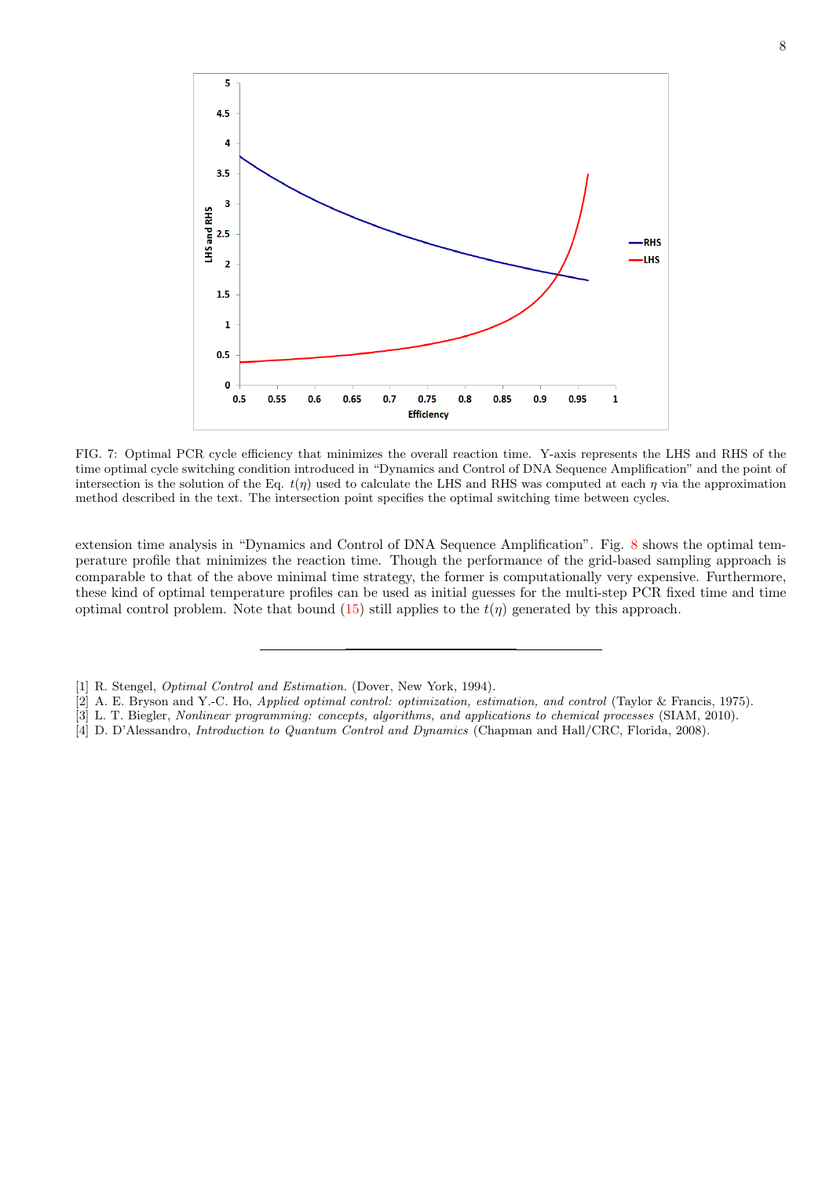FIG. 7: Optimal PCR cycle efficiency that minimizes the overall reaction time. Y-axis represents the LHS and RHS of the time optimal cycle switching condition introduced in "Dynamics and Control of DNA Sequence Amplification" and the point of intersection is the solution of the Eq. $t(\eta)$ used to calculate the LHS and RHS was computed at each $\eta$ via the approximation method described in the text. The intersection point specifies the optimal switching time between cycles.

extension time analysis in "Dynamics and Control of DNA Sequence Amplification". Fig. 8 shows the optimal temperature profile that minimizes the reaction time. Though the performance of the grid-based sampling approach is comparable to that of the above minimal time strategy, the former is computationally very expensive. Furthermore, these kind of optimal temperature profiles can be used as initial guesses for the multi-step PCR fixed time and time optimal control problem. Note that bound (15) still applies to the $t(\eta)$ generated by this approach.

---

[1] R. Stengel, *Optimal Control and Estimation.* (Dover, New York, 1994).

[2] A. E. Bryson and Y.-C. Ho, *Applied optimal control: optimization, estimation, and control* (Taylor & Francis, 1975).

[3] L. T. Biegler, *Nonlinear programming: concepts, algorithms, and applications to chemical processes* (SIAM, 2010).

[4] D. D'Alessandro, *Introduction to Quantum Control and Dynamics* (Chapman and Hall/CRC, Florida, 2008).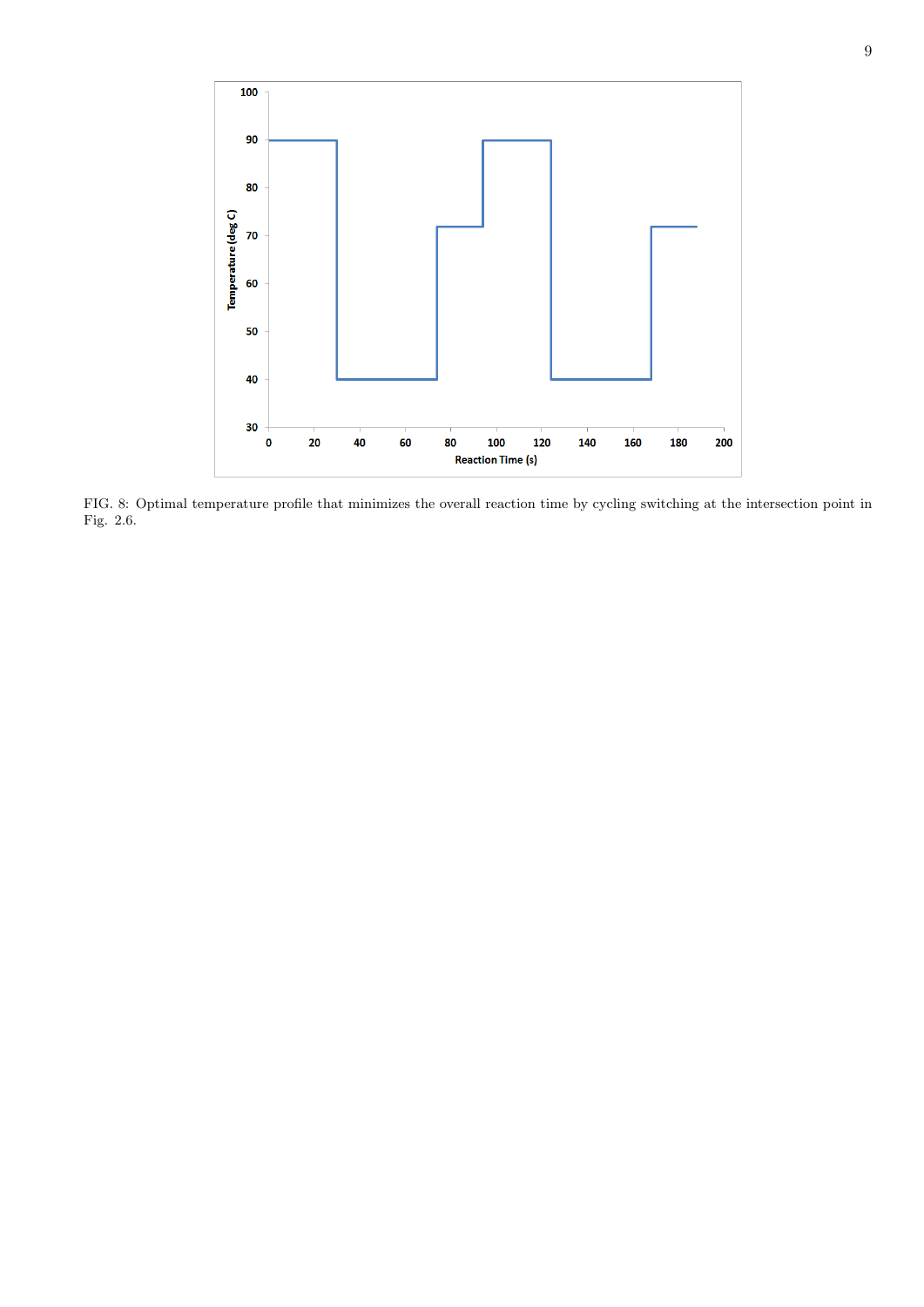Temperature (deg C)

100

90

80

70

60

50

40

30

0 20 40 60 80 100 120 140 160 180 200

Reaction Time (s)

FIG. 8: Optimal temperature profile that minimizes the overall reaction time by cycling switching at the intersection point in Fig. 2.6.